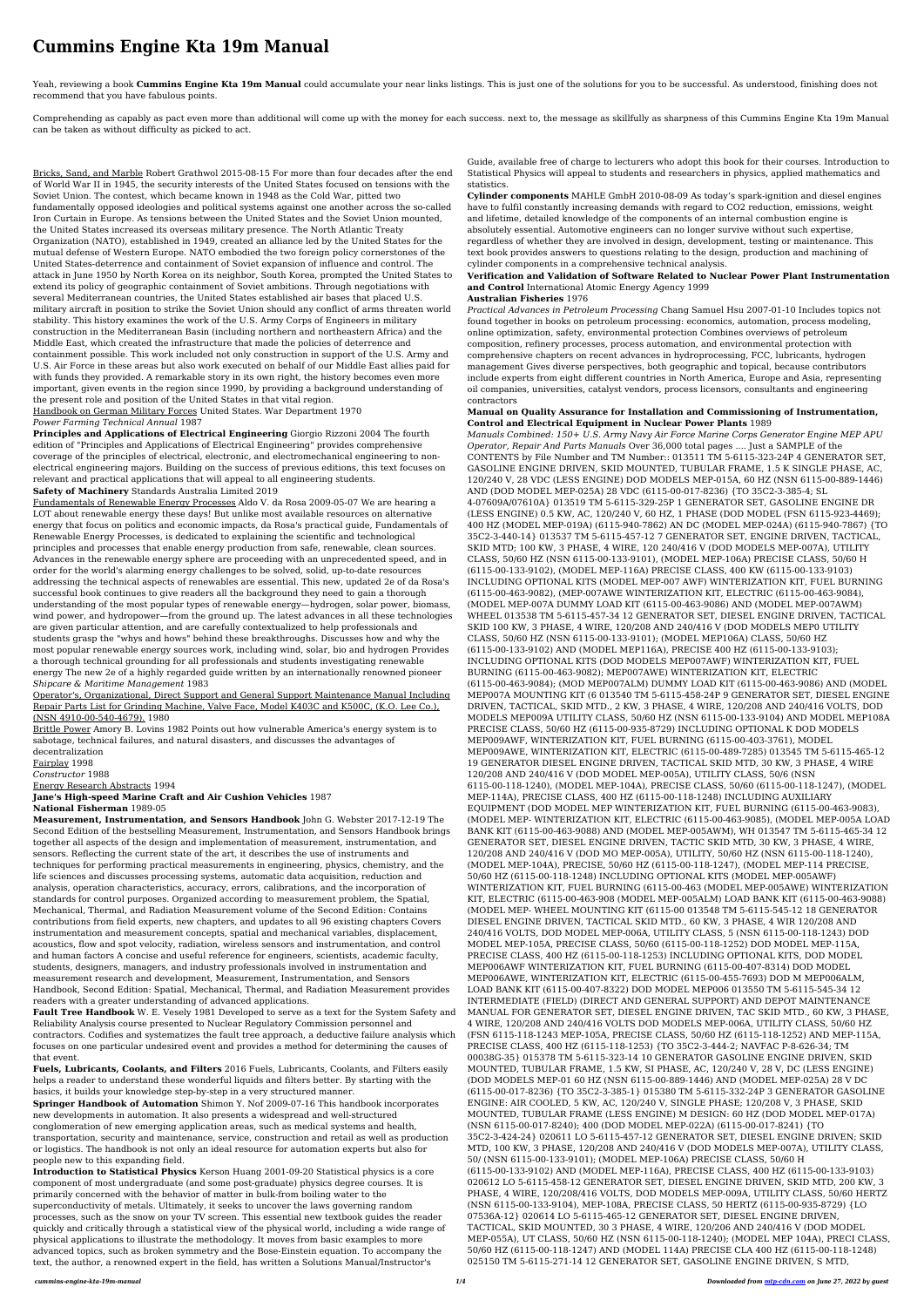# Cummins Engine Kta 19m Manual

Yeah, reviewing a book **Cummins Engine Kta 19m Manual** could accumulate your near links listings. This is just one of the solutions for you to be successful. As understood, finishing does not recommend that you have fabulous points.

Comprehending as capably as pact even more than additional will come up with the money for each success. next to, the message as skillfully as sharpness of this Cummins Engine Kta 19m Manual can be taken as without difficulty as picked to act.

Bricks, Sand, and Marble Robert Grathwol 2015-08-15 For more than four decades after the end of World War II in 1945, the security interests of the United States focused on tensions with the Soviet Union. The contest, which became known in 1948 as the Cold War, pitted two fundamentally opposed ideologies and political systems against one another across the so-called Iron Curtain in Europe. As tensions between the United States and the Soviet Union mounted, the United States increased its overseas military presence. The North Atlantic Treaty Organization (NATO), established in 1949, created an alliance led by the United States for the mutual defense of Western Europe. NATO embodied the two foreign policy cornerstones of the United States-deterrence and containment of Soviet expansion of influence and control. The attack in June 1950 by North Korea on its neighbor, South Korea, prompted the United States to extend its policy of geographic containment of Soviet ambitions. Through negotiations with several Mediterranean countries, the United States established air bases that placed U.S. military aircraft in position to strike the Soviet Union should any conflict of arms threaten world stability. This history examines the work of the U.S. Army Corps of Engineers in military construction in the Mediterranean Basin (including northern and northeastern Africa) and the Middle East, which created the infrastructure that made the policies of deterrence and containment possible. This work included not only construction in support of the U.S. Army and U.S. Air Force in these areas but also work executed on behalf of our Middle East allies paid for with funds they provided. A remarkable story in its own right, the history becomes even more important, given events in the region since 1990, by providing a background understanding of the present role and position of the United States in that vital region.

Handbook on German Military Forces United States. War Department 1970

*Power Farming Technical Annual* 1987

**Principles and Applications of Electrical Engineering** Giorgio Rizzoni 2004 The fourth edition of "Principles and Applications of Electrical Engineering" provides comprehensive coverage of the principles of electrical, electronic, and electromechanical engineering to non-electrical engineering majors. Building on the success of previous editions, this text focuses on relevant and practical applications that will appeal to all engineering students.

**Safety of Machinery** Standards Australia Limited 2019

Fundamentals of Renewable Energy Processes Aldo V. da Rosa 2009-05-07 We are hearing a LOT about renewable energy these days! But unlike most available resources on alternative energy that focus on politics and economic impacts, da Rosa's practical guide, Fundamentals of Renewable Energy Processes, is dedicated to explaining the scientific and technological principles and processes that enable energy production from safe, renewable, clean sources. Advances in the renewable energy sphere are proceeding with an unprecedented speed, and in order for the world's alarming energy challenges to be solved, solid, up-to-date resources addressing the technical aspects of renewables are essential. This new, updated 2e of da Rosa's successful book continues to give readers all the background they need to gain a thorough understanding of the most popular types of renewable energy—hydrogen, solar power, biomass, wind power, and hydropower—from the ground up. The latest advances in all these technologies are given particular attention, and are carefully contextualized to help professionals and students grasp the "whys and hows" behind these breakthroughs. Discusses how and why the most popular renewable energy sources work, including wind, solar, bio and hydrogen Provides a thorough technical grounding for all professionals and students investigating renewable energy The new 2e of a highly regarded guide written by an internationally renowned pioneer

*Shipcare & Maritime Management* 1983

Operator's, Organizational, Direct Support and General Support Maintenance Manual Including Repair Parts List for Grinding Machine, Valve Face, Model K403C and K500C, (K.O. Lee Co.), (NSN 4910-00-540-4679). 1980

Brittle Power Amory B. Lovins 1982 Points out how vulnerable America's energy system is to sabotage, technical failures, and natural disasters, and discusses the advantages of decentralization

Fairplay 1998

*Constructor* 1988

Energy Research Abstracts 1994

**Jane's High-speed Marine Craft and Air Cushion Vehicles** 1987

**National Fisherman** 1989-05

**Measurement, Instrumentation, and Sensors Handbook** John G. Webster 2017-12-19 The Second Edition of the bestselling Measurement, Instrumentation, and Sensors Handbook brings together all aspects of the design and implementation of measurement, instrumentation, and sensors. Reflecting the current state of the art, it describes the use of instruments and techniques for performing practical measurements in engineering, physics, chemistry, and the life sciences and discusses processing systems, automatic data acquisition, reduction and analysis, operation characteristics, accuracy, errors, calibrations, and the incorporation of standards for control purposes. Organized according to measurement problem, the Spatial, Mechanical, Thermal, and Radiation Measurement volume of the Second Edition: Contains contributions from field experts, new chapters, and updates to all 96 existing chapters Covers instrumentation and measurement concepts, spatial and mechanical variables, displacement, acoustics, flow and spot velocity, radiation, wireless sensors and instrumentation, and control and human factors A concise and useful reference for engineers, scientists, academic faculty, students, designers, managers, and industry professionals involved in instrumentation and measurement research and development, Measurement, Instrumentation, and Sensors Handbook, Second Edition: Spatial, Mechanical, Thermal, and Radiation Measurement provides readers with a greater understanding of advanced applications.

**Fault Tree Handbook** W. E. Vesely 1981 Developed to serve as a text for the System Safety and Reliability Analysis course presented to Nuclear Regulatory Commission personnel and contractors. Codifies and systematizes the fault tree approach, a deductive failure analysis which focuses on one particular undesired event and provides a method for determining the causes of that event.

**Fuels, Lubricants, Coolants, and Filters** 2016 Fuels, Lubricants, Coolants, and Filters easily helps a reader to understand these wonderful liquids and filters better. By starting with the basics, it builds your knowledge step-by-step in a very structured manner.

**Springer Handbook of Automation** Shimon Y. Nof 2009-07-16 This handbook incorporates new developments in automation. It also presents a widespread and well-structured conglomeration of new emerging application areas, such as medical systems and health, transportation, security and maintenance, service, construction and retail as well as production or logistics. The handbook is not only an ideal resource for automation experts but also for people new to this expanding field.

**Introduction to Statistical Physics** Kerson Huang 2001-09-20 Statistical physics is a core component of most undergraduate (and some post-graduate) physics degree courses. It is primarily concerned with the behavior of matter in bulk-from boiling water to the superconductivity of metals. Ultimately, it seeks to uncover the laws governing random processes, such as the snow on your TV screen. This essential new textbook guides the reader quickly and critically through a statistical view of the physical world, including a wide range of physical applications to illustrate the methodology. It moves from basic examples to more advanced topics, such as broken symmetry and the Bose-Einstein equation. To accompany the text, the author, a renowned expert in the field, has written a Solutions Manual/Instructor's Guide, available free of charge to lecturers who adopt this book for their courses. Introduction to Statistical Physics will appeal to students and researchers in physics, applied mathematics and statistics.

**Cylinder components** MAHLE GmbH 2010-08-09 As today's spark-ignition and diesel engines have to fulfil constantly increasing demands with regard to CO2 reduction, emissions, weight and lifetime, detailed knowledge of the components of an internal combustion engine is absolutely essential. Automotive engineers can no longer survive without such expertise, regardless of whether they are involved in design, development, testing or maintenance. This text book provides answers to questions relating to the design, production and machining of cylinder components in a comprehensive technical analysis.

**Verification and Validation of Software Related to Nuclear Power Plant Instrumentation and Control** International Atomic Energy Agency 1999

**Australian Fisheries** 1976

*Practical Advances in Petroleum Processing* Chang Samuel Hsu 2007-01-10 Includes topics not found together in books on petroleum processing: economics, automation, process modeling, online optimization, safety, environmental protection Combines overviews of petroleum composition, refinery processes, process automation, and environmental protection with comprehensive chapters on recent advances in hydroprocessing, FCC, lubricants, hydrogen management Gives diverse perspectives, both geographic and topical, because contributors include experts from eight different countries in North America, Europe and Asia, representing oil companies, universities, catalyst vendors, process licensors, consultants and engineering contractors

**Manual on Quality Assurance for Installation and Commissioning of Instrumentation, Control and Electrical Equipment in Nuclear Power Plants** 1989

*Manuals Combined: 150+ U.S. Army Navy Air Force Marine Corps Generator Engine MEP APU Operator, Repair And Parts Manuals* Over 36,000 total pages .... Just a SAMPLE of the CONTENTS by File Number and TM Number:: 013511 TM 5-6115-323-24P 4 GENERATOR SET, GASOLINE ENGINE DRIVEN, SKID MOUNTED, TUBULAR FRAME, 1.5 K SINGLE PHASE, AC, 120/240 V, 28 VDC (LESS ENGINE) DOD MODELS MEP-015A, 60 HZ (NSN 6115-00-889-1446) AND (DOD MODEL MEP-025A) 28 VDC (6115-00-017-8236) {TO 35C2-3-385-4; SL 4-07609A/07610A} 013519 TM 5-6115-329-25P 1 GENERATOR SET, GASOLINE ENGINE DR (LESS ENGINE) 0.5 KW, AC, 120/240 V, 60 HZ, 1 PHASE (DOD MODEL (FSN 6115-923-4469); 400 HZ (MODEL MEP-019A) (6115-940-7862) AN DC (MODEL MEP-024A) (6115-940-7867) {TO 35C2-3-440-14} 013537 TM 5-6115-457-12 7 GENERATOR SET, ENGINE DRIVEN, TACTICAL, SKID MTD; 100 KW, 3 PHASE, 4 WIRE, 120 240/416 V (DOD MODELS MEP-007A), UTILITY CLASS, 50/60 HZ (NSN 6115-00-133-9101), (MODEL MEP-106A) PRECISE CLASS, 50/60 H (6115-00-133-9102), (MODEL MEP-116A) PRECISE CLASS, 400 KW (6115-00-133-9103) INCLUDING OPTIONAL KITS (MODEL MEP-007 AWF) WINTERIZATION KIT, FUEL BURNING (6115-00-463-9082), (MEP-007AWE WINTERIZATION KIT, ELECTRIC (6115-00-463-9084), (MODEL MEP-007A DUMMY LOAD KIT (6115-00-463-9086) AND (MODEL MEP-007AWM) WHEEL 013538 TM 5-6115-457-34 12 GENERATOR SET, DIESEL ENGINE DRIVEN, TACTICAL SKID 100 KW, 3 PHASE, 4 WIRE, 120/208 AND 240/416 V (DOD MODELS MEP0 UTILITY CLASS, 50/60 HZ (NSN 6115-00-133-9101); (MODEL MEP106A) PRECISE CLASS, 50/60 HZ (6115-00-133-9102) AND (MODEL MEP116A), PRECISE 400 HZ (6115-00-133-9103); INCLUDING OPTIONAL KITS (DOD MODELS MEP007AWF) WINTERIZATION KIT, FUEL BURNING (6115-00-463-9082); MEP007AWE) WINTERIZATION KIT, ELECTRIC (6115-00-463-9084); (MOD MEP007ALM) DUMMY LOAD KIT (6115-00-463-9086) AND (MODEL MEP007A MOUNTING KIT (6 013540 TM 5-6115-458-24P 9 GENERATOR SET, DIESEL ENGINE DRIVEN, TACTICAL, SKID MTD., 2 KW, 3 PHASE, 4 WIRE, 120/208 AND 240/416 VOLTS, DOD MODELS MEP009A UTILITY CLASS, 50/60 HZ (NSN 6115-00-133-9104) AND MODEL MEP108A PRECISE CLASS, 50/60 HZ (6115-00-935-8729) INCLUDING OPTIONAL K DOD MODELS MEP009AWF, WINTERIZATION KIT, FUEL BURNING (6115-00-403-3761), MODEL MEP009AWE, WINTERIZATION KIT, ELECTRIC (6115-00-489-7285) 013545 TM 5-6115-465-12 19 GENERATOR DIESEL ENGINE DRIVEN, TACTICAL SKID MTD, 30 KW, 3 PHASE, 4 WIRE 120/208 AND 240/416 V (DOD MODEL MEP-005A), UTILITY CLASS, 50/6 (NSN 6115-00-118-1240), (MODEL MEP-104A), PRECISE CLASS, 50/60 (6115-00-118-1247), (MODEL MEP-114A), PRECISE CLASS, 400 HZ (6115-00-118-1248) INCLUDING AUXILIARY EQUIPMENT (DOD MODEL MEP WINTERIZATION KIT, FUEL BURNING (6115-00-463-9083), (MODEL MEP- WINTERIZATION KIT, ELECTRIC (6115-00-463-9085), (MODEL MEP-005A LOAD BANK KIT (6115-00-463-9088) AND (MODEL MEP-005AWM), WH 013547 TM 5-6115-465-34 12 GENERATOR SET, DIESEL ENGINE DRIVEN, TACTIC SKID MTD, 30 KW, 3 PHASE, 4 WIRE, 120/208 AND 240/416 V (DOD MO MEP-005A), UTILITY, 50/60 HZ (NSN 6115-00-118-1240), (MODEL MEP-104A), PRECISE, 50/60 HZ (6115-00-118-1247), (MODEL MEP-114 PRECISE, 50/60 HZ (6115-00-118-1248) INCLUDING OPTIONAL KITS (MODEL MEP-005AWF) WINTERIZATION KIT, FUEL BURNING (6115-00-463 (MODEL MEP-005AWE) WINTERIZATION KIT, ELECTRIC (6115-00-463-908 (MODEL MEP-005ALM) LOAD BANK KIT (6115-00-463-9088) (MODEL MEP- WHEEL MOUNTING KIT (6115-00 013548 TM 5-6115-545-12 18 GENERATOR DIESEL ENGINE DRIVEN, TACTICAL SKID MTD., 60 KW, 3 PHASE, 4 WIR 120/208 AND 240/416 VOLTS, DOD MODEL MEP-006A, UTILITY CLASS, 5 (NSN 6115-00-118-1243) DOD MODEL MEP-105A, PRECISE CLASS, 50/60 (6115-00-118-1252) DOD MODEL MEP-115A, PRECISE CLASS, 400 HZ (6115-00-118-1253) INCLUDING OPTIONAL KITS, DOD MODEL MEP006AWF WINTERIZATION KIT, FUEL BURNING (6115-00-407-8314) DOD MODEL MEP006AWE, WINTERIZATION KIT, ELECTRIC (6115-00-455-7693) DOD M MEP006ALM, LOAD BANK KIT (6115-00-407-8322) DOD MODEL MEP006 013550 TM 5-6115-545-34 12 INTERMEDIATE (FIELD) (DIRECT AND GENERAL SUPPORT) AND DEPOT MAINTENANCE MANUAL FOR GENERATOR SET, DIESEL ENGINE DRIVEN, TAC SKID MTD., 60 KW, 3 PHASE, 4 WIRE, 120/208 AND 240/416 VOLTS DOD MODELS MEP-006A, UTILITY CLASS, 50/60 HZ (FSN 6115-118-1243 MEP-105A, PRECISE CLASS, 50/60 HZ (6115-118-1252) AND MEP-115A, PRECISE CLASS, 400 HZ (6115-118-1253) {TO 35C2-3-444-2; NAVFAC P-8-626-34; TM 00038G-35} 015378 TM 5-6115-323-14 10 GENERATOR GASOLINE ENGINE DRIVEN, SKID MOUNTED, TUBULAR FRAME, 1.5 KW, SI PHASE, AC, 120/240 V, 28 V, DC (LESS ENGINE) (DOD MODELS MEP-01 60 HZ (NSN 6115-00-889-1446) AND (MODEL MEP-025A) 28 V DC (6115-00-017-8236) {TO 35C2-3-385-1} 015380 TM 5-6115-332-24P 3 GENERATOR GASOLINE ENGINE: AIR COOLED, 5 KW, AC, 120/240 V, SINGLE PHASE; 120/208 V, 3 PHASE, SKID MOUNTED, TUBULAR FRAME (LESS ENGINE) M DESIGN: 60 HZ (DOD MODEL MEP-017A) (NSN 6115-00-017-8240); 400 (DOD MODEL MEP-022A) (6115-00-017-8241) {TO 35C2-3-424-24} 020611 LO 5-6115-457-12 GENERATOR SET, DIESEL ENGINE DRIVEN; SKID MTD, 100 KW, 3 PHASE, 120/208 AND 240/416 V (DOD MODELS MEP-007A), UTILITY CLASS, 50/ (NSN 6115-00-133-9101); (MODEL MEP-106A) PRECISE CLASS, 50/60 H (6115-00-133-9102) AND (MODEL MEP-116A), PRECISE CLASS, 400 HZ (6115-00-133-9103) 020612 LO 5-6115-458-12 GENERATOR SET, DIESEL ENGINE DRIVEN, SKID MTD, 200 KW, 3 PHASE, 4 WIRE, 120/208/416 VOLTS, DOD MODELS MEP-009A, UTILITY CLASS, 50/60 HERTZ (NSN 6115-00-133-9104), MEP-108A, PRECISE CLASS, 50 HERTZ (6115-00-935-8729) {LO 07536A-12} 020614 LO 5-6115-465-12 GENERATOR SET, DIESEL ENGINE DRIVEN, TACTICAL, SKID MOUNTED, 30 3 PHASE, 4 WIRE, 120/206 AND 240/416 V (DOD MODEL MEP-055A), UT CLASS, 50/60 HZ (NSN 6115-00-118-1240); (MODEL MEP 104A), PRECI CLASS, 50/60 HZ (6115-00-118-1247) AND (MODEL 114A) PRECISE CLA 400 HZ (6115-00-118-1248) 025150 TM 5-6115-271-14 12 GENERATOR SET, GASOLINE ENGINE DRIVEN, S MTD,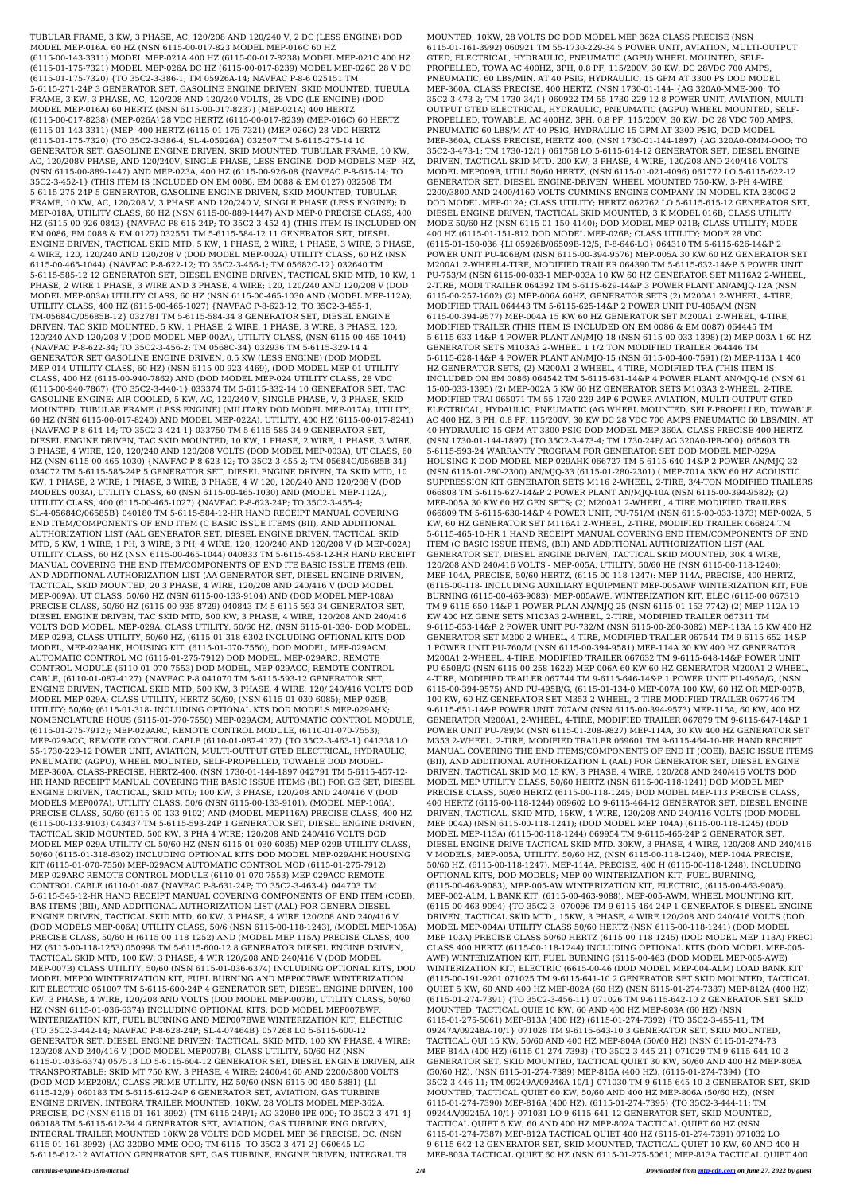TUBULAR FRAME, 3 KW, 3 PHASE, AC, 120/208 AND 120/240 V, 2 DC (LESS ENGINE) DOD MODEL MEP-016A, 60 HZ (NSN 6115-00-017-823 MODEL MEP-016C 60 HZ (6115-00-143-3311) MODEL MEP-021A 400 HZ (6115-00-017-8238) MODEL MEP-021C 400 HZ (6115-01-175-7321) MODEL MEP-026A DC HZ (6115-00-017-8239) MODEL MEP-026C 28 V DC (6115-01-175-7320) {TO 35C2-3-386-1; TM 05926A-14; NAVFAC P-8-6 025151 TM 5-6115-271-24P 3 GENERATOR SET, GASOLINE ENGINE DRIVEN, SKID MOUNTED, TUBULA FRAME, 3 KW, 3 PHASE, AC; 120/208 AND 120/240 VOLTS, 28 VDC (LE ENGINE) (DOD MODEL MEP-016A) 60 HERTZ (NSN 6115-00-017-8237) (MEP-021A) 400 HERTZ (6115-00-017-8238) (MEP-026A) 28 VDC HERTZ (6115-00-017-8239) (MEP-016C) 60 HERTZ (6115-01-143-3311) (MEP- 400 HERTZ (6115-01-175-7321) (MEP-026C) 28 VDC HERTZ (6115-01-175-7320) {TO 35C2-3-386-4; SL-4-05926A} 032507 TM 5-6115-275-14 10 GENERATOR SET, GASOLINE ENGINE DRIVEN, SKID MOUNTED, TUBULAR FRAME, 10 KW, AC, 120/208V PHASE, AND 120/240V, SINGLE PHASE, LESS ENGINE: DOD MODELS MEP- HZ, (NSN 6115-00-889-1447) AND MEP-023A, 400 HZ (6115-00-926-08 {NAVFAC P-8-615-14; TO 35C2-3-452-1} (THIS ITEM IS INCLUDED ON EM 0086, EM 0088 & EM 0127) 032508 TM 5-6115-275-24P 5 GENERATOR, GASOLINE ENGINE DRIVEN, SKID MOUNTED, TUBULAR FRAME, 10 KW, AC, 120/208 V, 3 PHASE AND 120/240 V, SINGLE PHASE (LESS ENGINE); D MEP-018A, UTILITY CLASS, 60 HZ (NSN 6115-00-889-1447) AND MEP-0 PRECISE CLASS, 400 HZ (6115-00-926-0843) {NAVFAC P8-615-24P; TO 35C2-3-452-4} (THIS ITEM IS INCLUDED ON EM 0086, EM 0088 & EM 0127) 032551 TM 5-6115-584-12 11 GENERATOR SET, DIESEL ENGINE DRIVEN, TACTICAL SKID MTD, 5 KW, 1 PHASE, 2 WIRE; 1 PHASE, 3 WIRE; 3 PHASE, 4 WIRE, 120, 120/240 AND 120/208 V (DOD MODEL MEP-002A) UTILITY CLASS, 60 HZ (NSN 6115-00-465-1044) {NAVFAC P-8-622-12; TO 35C2-3-456-1; TM 05682C-12} 032640 TM 5-6115-585-12 12 GENERATOR SET, DIESEL ENGINE DRIVEN, TACTICAL SKID MTD, 10 KW, 1 PHASE, 2 WIRE 1 PHASE, 3 WIRE AND 3 PHASE, 4 WIRE; 120, 120/240 AND 120/208 V (DOD MODEL MEP-003A) UTILITY CLASS, 60 HZ (NSN 6115-00-465-1030 AND (MODEL MEP-112A), UTILITY CLASS, 400 HZ (6115-00-465-1027) {NAVFAC P-8-623-12; TO 35C2-3-455-1; TM-05684C/05685B-12} 032781 TM 5-6115-584-34 8 GENERATOR SET, DIESEL ENGINE DRIVEN, TAC SKID MOUNTED, 5 KW, 1 PHASE, 2 WIRE, 1 PHASE, 3 WIRE, 3 PHASE, 120, 120/240 AND 120/208 V (DOD MODEL MEP-002A), UTILITY CLASS, (NSN 6115-00-465-1044) {NAVFAC P-8-622-34; TO 35C2-3-456-2; TM 0568C-34} 032936 TM 5-6115-329-14 4 GENERATOR SET GASOLINE ENGINE DRIVEN, 0.5 KW (LESS ENGINE) (DOD MODEL MEP-014 UTILITY CLASS, 60 HZ) (NSN 6115-00-923-4469), (DOD MODEL MEP-01 UTILITY CLASS, 400 HZ (6115-00-940-7862) AND (DOD MODEL MEP-024 UTILITY CLASS, 28 VDC (6115-00-940-7867) {TO 35C2-3-440-1} 033374 TM 5-6115-332-14 10 GENERATOR SET, TAC GASOLINE ENGINE: AIR COOLED, 5 KW, AC, 120/240 V, SINGLE PHASE, V, 3 PHASE, SKID MOUNTED, TUBULAR FRAME (LESS ENGINE) (MILITARY DOD MODEL MEP-017A), UTILITY, 60 HZ (NSN 6115-00-017-8240) AND MODEL MEP-022A), UTILITY, 400 HZ (6115-00-017-8241) {NAVFAC P-8-614-14; TO 35C2-3-424-1} 033750 TM 5-6115-585-34 9 GENERATOR SET, DIESEL ENGINE DRIVEN, TAC SKID MOUNTED, 10 KW, 1 PHASE, 2 WIRE, 1 PHASE, 3 WIRE, 3 PHASE, 4 WIRE, 120, 120/240 AND 120/208 VOLTS (DOD MODEL MEP-003A), UT CLASS, 60 HZ (NSN 6115-00-465-1030) {NAVFAC P-8-623-12; TO 35C2-3-455-2; TM-05684C/05685B-34} 034072 TM 5-6115-585-24P 5 GENERATOR SET, DIESEL ENGINE DRIVEN, TA SKID MTD, 10 KW, 1 PHASE, 2 WIRE; 1 PHASE, 3 WIRE; 3 PHASE, 4 W 120, 120/240 AND 120/208 V (DOD MODELS 003A), UTILITY CLASS, 60 (NSN 6115-00-465-1030) AND (MODEL MEP-112A), UTILITY CLASS, 400 (6115-00-465-1027) {NAVFAC P-8-623-24P; TO 35C2-3-455-4; SL-4-05684C/05685B} 040180 TM 5-6115-584-12-HR HAND RECEIPT MANUAL COVERING END ITEM/COMPONENTS OF END ITEM (C BASIC ISSUE ITEMS (BII), AND ADDITIONAL AUTHORIZATION LIST (AAL GENERATOR SET, DIESEL ENGINE DRIVEN, TACTICAL SKID MTD, 5 KW, 1 WIRE; 1 PH, 3 WIRE; 3 PH, 4 WIRE, 120, 120/240 AND 120/208 V (D MEP-002A) UTILITY CLASS, 60 HZ (NSN 6115-00-465-1044) 040833 TM 5-6115-458-12-HR HAND RECEIPT MANUAL COVERING THE END ITEM/COMPONENTS OF END ITE BASIC ISSUE ITEMS (BII), AND ADDITIONAL AUTHORIZATION LIST (AA GENERATOR SET, DIESEL ENGINE DRIVEN, TACTICAL, SKID MOUNTED, 20 3 PHASE, 4 WIRE, 120/208 AND 240/416 V (DOD MODEL MEP-009A), UT CLASS, 50/60 HZ (NSN 6115-00-133-9104) AND (DOD MODEL MEP-108A) PRECISE CLASS, 50/60 HZ (6115-00-935-8729) 040843 TM 5-6115-593-34 GENERATOR SET, DIESEL ENGINE DRIVEN, TAC SKID MTD, 500 KW, 3 PHASE, 4 WIRE, 120/208 AND 240/416 VOLTS DOD MODEL, MEP-029A, CLASS UTILITY, 50/60 HZ, (NSN 6115-01-030- DOD MODEL, MEP-029B, CLASS UTILITY, 50/60 HZ, (6115-01-318-6302 INCLUDING OPTIONAL KITS DOD MODEL, MEP-029AHK, HOUSING KIT, (6115-01-070-7550), DOD MODEL, MEP-029ACM, AUTOMATIC CONTROL MO (6115-01-275-7912) DOD MODEL, MEP-029ARC, REMOTE CONTROL MODULE (6110-01-070-7553) DOD MODEL, MEP-029ACC, REMOTE CONTROL CABLE, (6110-01-087-4127) {NAVFAC P-8 041070 TM 5-6115-593-12 GENERATOR SET, ENGINE DRIVEN, TACTICAL SKID MTD, 500 KW, 3 PHASE, 4 WIRE; 120/ 240/416 VOLTS DOD MODEL MEP-029A; CLASS UTILITY, HERTZ 50/60; (NSN 6115-01-030-6085); MEP-029B; UTILITY; 50/60; (6115-01-318- INCLUDING OPTIONAL KTS DOD MODELS MEP-029AHK; NOMENCLATURE HOUS (6115-01-070-7550) MEP-029ACM; AUTOMATIC CONTROL MODULE; (6115-01-275-7912); MEP-029ARC, REMOTE CONTROL MODULE, (6110-01-070-7553); MEP-029ACC, REMOTE CONTROL CABLE (6110-01-087-4127) {TO 35C2-3-463-1} 041338 LO 55-1730-229-12 POWER UNIT, AVIATION, MULTI-OUTPUT GTED ELECTRICAL, HYDRAULIC, PNEUMATIC (AGPU), WHEEL MOUNTED, SELF-PROPELLED, TOWABLE DOD MODEL-MEP-360A, CLASS-PRECISE, HERTZ-400, (NSN 1730-01-144-1897 042791 TM 5-6115-457-12-HR HAND RECEIPT MANUAL COVERING THE BASIC ISSUE ITEMS (BII) FOR GE SET, DIESEL ENGINE DRIVEN, TACTICAL, SKID MTD; 100 KW, 3 PHASE, 120/208 AND 240/416 V (DOD MODELS MEP007A), UTILITY CLASS, 50/6 (NSN 6115-00-133-9101), (MODEL MEP-106A), PRECISE CLASS, 50/60 (6115-00-133-9102) AND (MODEL MEP116A) PRECISE CLASS, 400 HZ (6115-00-133-9103) 043437 TM 5-6115-593-24P 1 GENERATOR SET, DIESEL ENGINE DRIVEN, TACTICAL SKID MOUNTED, 500 KW, 3 PHA 4 WIRE; 120/208 AND 240/416 VOLTS DOD MODEL MEP-029A UTILITY CL 50/60 HZ (NSN 6115-01-030-6085) MEP-029B UTILITY CLASS, 50/60 (6115-01-318-6302) INCLUDING OPTIONAL KITS DOD MODEL MEP-029AHK HOUSING KIT (6115-01-070-7550) MEP-029ACM AUTOMATIC CONTROL MOD (6115-01-275-7912) MEP-029ARC REMOTE CONTROL MODULE (6110-01-070-7553) MEP-029ACC REMOTE CONTROL CABLE (6110-01-087 {NAVFAC P-8-631-24P; TO 35C2-3-463-4} 044703 TM 5-6115-545-12-HR HAND RECEIPT MANUAL COVERING COMPONENTS OF END ITEM (COEI), BAS ITEMS (BII), AND ADDITIONAL AUTHORIZATION LIST (AAL) FOR GENERA DIESEL ENGINE DRIVEN, TACTICAL SKID MTD, 60 KW, 3 PHASE, 4 WIRE 120/208 AND 240/416 V (DOD MODELS MEP-006A) UTILITY CLASS, 50/6 (NSN 6115-00-118-1243), (MODEL MEP-105A) PRECISE CLASS, 50/60 H (6115-00-118-1252) AND (MODEL MEP-115A) PRECISE CLASS, 400 HZ (6115-00-118-1253) 050998 TM 5-6115-600-12 8 GENERATOR DIESEL ENGINE DRIVEN, TACTICAL SKID MTD, 100 KW, 3 PHASE, 4 WIR 120/208 AND 240/416 V (DOD MODEL MEP-007B) CLASS UTILITY, 50/60 (NSN 6115-01-036-6374) INCLUDING OPTIONAL KITS, DOD MODEL MEP00 WINTERIZATION KIT, FUEL BURNING AND MEP007BWE WINTERIZATION KIT ELECTRIC 051007 TM 5-6115-600-24P 4 GENERATOR SET, DIESEL ENGINE DRIVEN, 100 KW, 3 PHASE, 4 WIRE, 120/208 AND 240/416 VOLTS (DOD MODEL MEP-007B), UTILITY CLASS, 50/60 HZ (NSN 6115-01-036-6374) INCLUDING OPTIONAL KITS, DOD MODEL MEP007BWF, WINTERIZATION KIT, FUEL BURNING AND MEP007BWE WINTERIZATION KIT, ELECTRIC {TO 35C2-3-442-14; NAVFAC P-8-628-24P; SL-4-07464B} 057268 LO 5-6115-600-12 GENERATOR SET, DIESEL ENGINE DRIVEN; TACTICAL, SKID MTD, 100 KW PHASE, 4 WIRE; 120/208 AND 240/416 V (DOD MODEL MEP007B), CLASS UTILITY, 50/60 HZ (NSN 6115-01-036-6374) 057513 LO 5-6115-604-12 GENERATOR SET, DIESEL ENGINE DRIVEN, AIR TRANSPORTABLE; SKID MT 750 KW, 3 PHASE, 4 WIRE; 2400/4160 AND 2200/3800 VOLTS (DOD MOD MEP208A) CLASS PRIME UTILITY, HZ 50/60 (NSN 6115-00-450-5881) {LI 6115-12/9} 060183 TM 5-6115-612-24P 6 GENERATOR SET, AVIATION, GAS TURBINE ENGINE DRIVEN, INTEGRA TRAILER MOUNTED, 10KW, 28 VOLTS MODEL MEP-362A, PRECISE, DC (NSN 6115-01-161-3992) {TM 6115-24P/1; AG-320B0-IPE-000; TO 35C2-3-471-4} 060188 TM 5-6115-612-34 4 GENERATOR SET, AVIATION, GAS TURBINE ENG DRIVEN, INTEGRAL TRAILER MOUNTED 10KW 28 VOLTS DOD MODEL MEP 36 PRECISE, DC, (NSN 6115-01-161-3992) {AG-320BO-MME-OOO; TM 6115- TO 35C2-3-471-2} 060645 LO 5-6115-612-12 AVIATION GENERATOR SET, GAS TURBINE, ENGINE DRIVEN, INTEGRAL TR MOUNTED, 10KW, 28 VOLTS DC DOD MODEL MEP 362A CLASS PRECISE (NSN 6115-01-161-3992) 060921 TM 55-1730-229-34 5 POWER UNIT, AVIATION, MULTI-OUTPUT GTED, ELECTRICAL, HYDRAULIC, PNEUMATIC (AGPU) WHEEL MOUNTED, SELF-PROPELLED, TOWA AC 400HZ, 3PH, 0.8 PF, 115/200V, 30 KW, DC 28VDC 700 AMPS, PNEUMATIC, 60 LBS/MIN. AT 40 PSIG, HYDRAULIC, 15 GPM AT 3300 PS DOD MODEL MEP-360A, CLASS PRECISE, 400 HERTZ, (NSN 1730-01-144- {AG 320A0-MME-000; TO 35C2-3-473-2; TM 1730-34/1} 060922 TM 55-1730-229-12 8 POWER UNIT, AVIATION, MULTI-OUTPUT GTED ELECTRICAL, HYDRAULIC, PNEUMATIC (AGPU) WHEEL MOUNTED, SELF-PROPELLED, TOWABLE, AC 400HZ, 3PH, 0.8 PF, 115/200V, 30 KW, DC 28 VDC 700 AMPS, PNEUMATIC 60 LBS/M AT 40 PSIG, HYDRAULIC 15 GPM AT 3300 PSIG DOD MODEL MEP-360A, CLASS PRECISE, HERTZ 400, (NSN 1730-01-144-1897) {AG 320A0-OMM-OOO; TO 35C2-3-473-1; TM 1730-12/1} 061758 LO 5-6115-614-12 GENERATOR SET, DIESEL ENGINE DRIVEN, TACTICAL SKID MTD. 200 KW, 3 PHASE, 4 WIRE, 120/208 AND 240/416 VOLTS MODEL MEP009B, UTILI 50/60 HERTZ, (NSN 6115-01-021-4096) 061772 LO 5-6115-622-12 GENERATOR SET, DIESEL ENGINE-DRIVEN, WHEEL MOUNTED 750-KW, 3-PH 4-WIRE, 2200/3800 AND 2400/4160 VOLTS CUMMINS ENGINE COMPANY IN MODEL KTA-2300G-2 DOD MODEL MEP-012A; CLASS UTILITY; HERTZ 062762 LO 5-6115-615-12 GENERATOR SET, DIESEL ENGINE DRIVEN, TACTICAL SKID MOUNTED, 3 K MODEL 016B; CLASS UTILITY MODE 50/60 HZ (NSN 6115-01-150-4140); DOD MODEL MEP-021B; CLASS UTILITY; MODE 400 HZ (6115-01-151-812 DOD MODEL MEP-026B; CLASS UTILITY; MODE 28 VDC (6115-01-150-036 {LI 05926B/06509B-12/5; P-8-646-LO} 064310 TM 5-6115-626-14&P 2 POWER UNIT PU-406B/M (NSN 6115-00-394-9576) MEP-005A 30 KW 60 HZ GENERATOR SET M200A1 2-WHEEL4-TIRE, MODIFIED TRAILER 064390 TM 5-6115-632-14&P 5 POWER UNIT PU-753/M (NSN 6115-00-033-1 MEP-003A 10 KW 60 HZ GENERATOR SET M116A2 2-WHEEL, 2-TIRE, MODI TRAILER 064392 TM 5-6115-629-14&P 3 POWER PLANT AN/AMJQ-12A (NSN 6115-00-257-1602) (2) MEP-006A 60HZ, GENERATOR SETS (2) M200A1 2-WHEEL, 4-TIRE, MODIFIED TRAIL 064443 TM 5-6115-625-14&P 2 POWER UNIT PU-405A/M (NSN 6115-00-394-9577) MEP-004A 15 KW 60 HZ GENERATOR SET M200A1 2-WHEEL, 4-TIRE, MODIFIED TRAILER (THIS ITEM IS INCLUDED ON EM 0086 & EM 0087) 064445 TM 5-6115-633-14&P 4 POWER PLANT AN/MJQ-18 (NSN 6115-00-033-1398) (2) MEP-003A 1 60 HZ GENERATOR SETS M103A3 2-WHEEL 1 1/2 TON MODIFIED TRAILER 064446 TM 5-6115-628-14&P 4 POWER PLANT AN/MJQ-15 (NSN 6115-00-400-7591) (2) MEP-113A 1 400 HZ GENERATOR SETS, (2) M200A1 2-WHEEL, 4-TIRE, MODIFIED TRA (THIS ITEM IS INCLUDED ON EM 0086) 064542 TM 5-6115-631-14&P 4 POWER PLANT AN/MJQ-16 (NSN 61 15-00-033-1395) (2) MEP-002A 5 KW 60 HZ GENERATOR SETS M103A3 2-WHEEL, 2-TIRE, MODIFIED TRAI 065071 TM 55-1730-229-24P 6 POWER AVIATION, MULTI-OUTPUT GTED ELECTRICAL, HYDRAULIC, PNEUMATIC (AG WHEEL MOUNTED, SELF-PROPELLED, TOWABLE AC 400 HZ, 3 PH, 0.8 PF, 115/200V, 30 KW DC 28 VDC 700 AMPS PNEUMATIC 60 LBS/MIN. AT 40 HYDRAULIC 15 GPM AT 3300 PSIG DOD MODEL MEP-360A, CLASS PRECISE 400 HERTZ (NSN 1730-01-144-1897) {TO 35C2-3-473-4; TM 1730-24P/ AG 320A0-IPB-000} 065603 TB 5-6115-593-24 WARRANTY PROGRAM FOR GENERATOR SET DOD MODEL MEP-029A HOUSING K DOD MODEL MEP-029AHK 066727 TM 5-6115-640-14&P 2 POWER AN/MJQ-32 (NSN 6115-01-280-2300) AN/MJQ-33 (6115-01-280-2301) ( MEP-701A 3KW 60 HZ ACOUSTIC SUPPRESSION KIT GENERATOR SETS M116 2-WHEEL, 2-TIRE, 3/4-TON MODIFIED TRAILERS 066808 TM 5-6115-627-14&P 2 POWER PLANT AN/MJQ-10A (NSN 6115-00-394-9582); (2) MEP-005A 30 KW 60 HZ GEN SETS; (2) M200A1 2-WHEEL, 4 TIRE MODIFIED TRAILERS 066809 TM 5-6115-630-14&P 4 POWER UNIT, PU-751/M (NSN 6115-00-033-1373) MEP-002A, 5 KW, 60 HZ GENERATOR SET M116A1 2-WHEEL, 2-TIRE, MODIFIED TRAILER 066824 TM 5-6115-465-10-HR 1 HAND RECEIPT MANUAL COVERING END ITEM/COMPONENTS OF END ITEM (C BASIC ISSUE ITEMS, (BII) AND ADDITIONAL AUTHORIZATION LIST (AAL GENERATOR SET, DIESEL ENGINE DRIVEN, TACTICAL SKID MOUNTED, 30K 4 WIRE, 120/208 AND 240/416 VOLTS - MEP-005A, UTILITY, 50/60 HE (NSN 6115-00-118-1240); MEP-104A, PRECISE, 50/60 HERTZ, (6115-00-118-1247): MEP-114A, PRECISE, 400 HERTZ, (6115-00-118- INCLUDING AUXILIARY EQUIPMENT MEP-005AWF WINTERIZATION KIT, FUE BURNING (6115-00-463-9083); MEP-005AWE, WINTERIZATION KIT, ELEC (6115-00 067310 TM 9-6115-650-14&P 1 POWER PLAN AN/MJQ-25 (NSN 6115-01-153-7742) (2) MEP-112A 10 KW 400 HZ GENE SETS M103A3 2-WHEEL, 2-TIRE, MODIFIED TRAILER 067311 TM 9-6115-653-14&P 2 POWER UNIT PU-732/M (NSN 6115-00-260-3082) MEP-113A 15 KW 400 HZ GENERATOR SET M200 2-WHEEL, 4-TIRE, MODIFIED TRAILER 067544 TM 9-6115-652-14&P 1 POWER UNIT PU-760/M (NSN 6115-00-394-9581) MEP-114A 30 KW 400 HZ GENERATOR M200A1 2-WHEEL, 4-TIRE, MODIFIED TRAILER 067632 TM 9-6115-648-14&P POWER UNIT PU-650B/G (NSN 6115-00-258-1622) MEP-006A 60 KW 60 HZ GENERATOR M200A1 2-WHEEL, 4-TIRE, MODIFIED TRAILER 067744 TM 9-6115-646-14&P 1 POWER UNIT PU-495A/G, (NSN 6115-00-394-9575) AND PU-495B/G, (6115-01-134-0 MEP-007A 100 KW, 60 HZ OR MEP-007B, 100 KW, 60 HZ GENERATOR SET M353-2-WHEEL, 2-TIRE MODIFIED TRAILER 067746 TM 9-6115-651-14&P POWER UNIT 707A/M (NSN 6115-00-394-9573) MEP-115A, 60 KW, 400 HZ GENERATOR M200A1, 2-WHEEL, 4-TIRE, MODIFIED TRAILER 067879 TM 9-6115-647-14&P 1 POWER UNIT PU-789/M (NSN 6115-01-208-9827) MEP-114A, 30 KW 400 HZ GENERATOR SET M353 2-WHEEL, 2-TIRE, MODIFIED TRAILER 069601 TM 9-6115-464-10-HR HAND RECEIPT MANUAL COVERING THE END ITEMS/COMPONENTS OF END IT (COEI), BASIC ISSUE ITEMS (BII), AND ADDITIONAL AUTHORIZATION L (AAL) FOR GENERATOR SET, DIESEL ENGINE DRIVEN, TACTICAL SKID MO 15 KW, 3 PHASE, 4 WIRE, 120/208 AND 240/416 VOLTS DOD MODEL MEP UTILITY CLASS, 50/60 HERTZ (NSN 6115-00-118-1241) DOD MODEL MEP PRECISE CLASS, 50/60 HERTZ (6115-00-118-1245) DOD MODEL MEP-113 PRECISE CLASS, 400 HERTZ (6115-00-118-1244) 069602 LO 9-6115-464-12 GENERATOR SET, DIESEL ENGINE DRIVEN, TACTICAL, SKID MTD, 15KW, 3 PHASE, 4 WIRE, 120/208 AND 240/416 VOLTS (DOD MODEL MEP 004A) (NSN 6115-00-118-1241); (DOD MODEL MEP 104A) (6115-00-118-1245) (DOD MODEL MEP-113A) (6115-00-118-1244) 069954 TM 9-6115-465-24P 2 GENERATOR SET, DIESEL ENGINE DRIVE TACTICAL SKID MTD. 30KW, 3 PHASE, 4 WIRE, 120/208 AND 240/416 V MODELS; MEP-005A, UTILITY, 50/60 HZ, (NSN 6115-00-118-1240), MEP-104A PRECISE, 50/60 HZ, (6115-00-118-1247), MEP-114A, PRECISE, 400 H (6115-00-118-1248), INCLUDING OPTIONAL KITS, DOD MODELS; MEP-00 WINTERIZATION KIT, FUEL BURNING, (6115-00-463-9083), MEP-005-AW WINTERIZATION KIT, ELECTRIC, (6115-00-463-9085), MEP-002-ALM, L BANK KIT, (6115-00-463-9088), MEP-005-AWM, WHEEL MOUNTING KIT, (6115-00-463-9094) {TO-35C2-3- 070096 TM 9-6115-464-24P 1 GENERATOR S DIESEL ENGINE DRIVEN, TACTICAL SKID MTD., 15KW, 3 PHASE, 4 WIRE 120/208 AND 240/416 VOLTS (DOD MODEL MEP-004A) UTILITY CLASS 50/60 HERTZ (NSN 6115-00-118-1241) (DOD MODEL MEP-103A) PRECISE CLASS 50/60 HERTZ (6115-00-118-1245) (DOD MODEL MEP-113A) PRECI CLASS 400 HERTZ (6115-00-118-1244) INCLUDING OPTIONAL KITS (DOD MODEL MEP-005-AWF) WINTERIZATION KIT, FUEL BURNING (6115-00-463 (DOD MODEL MEP-005-AWE) WINTERIZATION KIT, ELECTRIC (6615-00-46 (DOD MODEL MEP-004-ALM) LOAD BANK KIT (6115-00-191-9201 071025 TM 9-6115-641-10 2 GENERATOR SET SKID MOUNTED, TACTICAL QUIET 5 KW, 60 AND 400 HZ MEP-802A (60 HZ) (NSN 6115-01-274-7387) MEP-812A (400 HZ) (6115-01-274-7391) {TO 35C2-3-456-11} 071026 TM 9-6115-642-10 2 GENERATOR SET SKID MOUNTED, TACTICAL QUIE 10 KW, 60 AND 400 HZ MEP-803A (60 HZ) (NSN 6115-01-275-5061) MEP-813A (400 HZ) (6115-01-274-7392) {TO 35C2-3-455-11; TM 09247A/09248A-10/1} 071028 TM 9-6115-643-10 3 GENERATOR SET, SKID MOUNTED, TACTICAL QUI 15 KW, 50/60 AND 400 HZ MEP-804A (50/60 HZ) (NSN 6115-01-274-73 MEP-814A (400 HZ) (6115-01-274-7393) {TO 35C2-3-445-21} 071029 TM 9-6115-644-10 2 GENERATOR SET, SKID MOUNTED, TACTICAL QUIET 30 KW, 50/60 AND 400 HZ MEP-805A (50/60 HZ), (NSN 6115-01-274-7389) MEP-815A (400 HZ), (6115-01-274-7394) {TO 35C2-3-446-11; TM 09249A/09246A-10/1} 071030 TM 9-6115-645-10 2 GENERATOR SET, SKID MOUNTED, TACTICAL QUIET 60 KW, 50/60 AND 400 HZ MEP-806A (50/60 HZ), (NSN 6115-01-274-7390) MEP-816A (400 HZ), (6115-01-274-7395) {TO 35C2-3-444-11; TM 09244A/09245A-10/1} 071031 TO 9-6115-641-12 GENERATOR SET, SKID MOUNTED, TACTICAL QUIET 5 KW, 60 AND 400 HZ MEP-802A TACTICAL QUIET 60 HZ (NSN 6115-01-274-7387) MEP-812A TACTICAL QUIET 400 HZ (6115-01-274-7391) 071032 LO 9-6115-642-12 GENERATOR SET, SKID MOUNTED, TACTICAL QUIET 10 KW, 60 AND 400 H MEP-803A TACTICAL QUIET 60 HZ (NSN 6115-01-275-5061) MEP-813A TACTICAL QUIET 400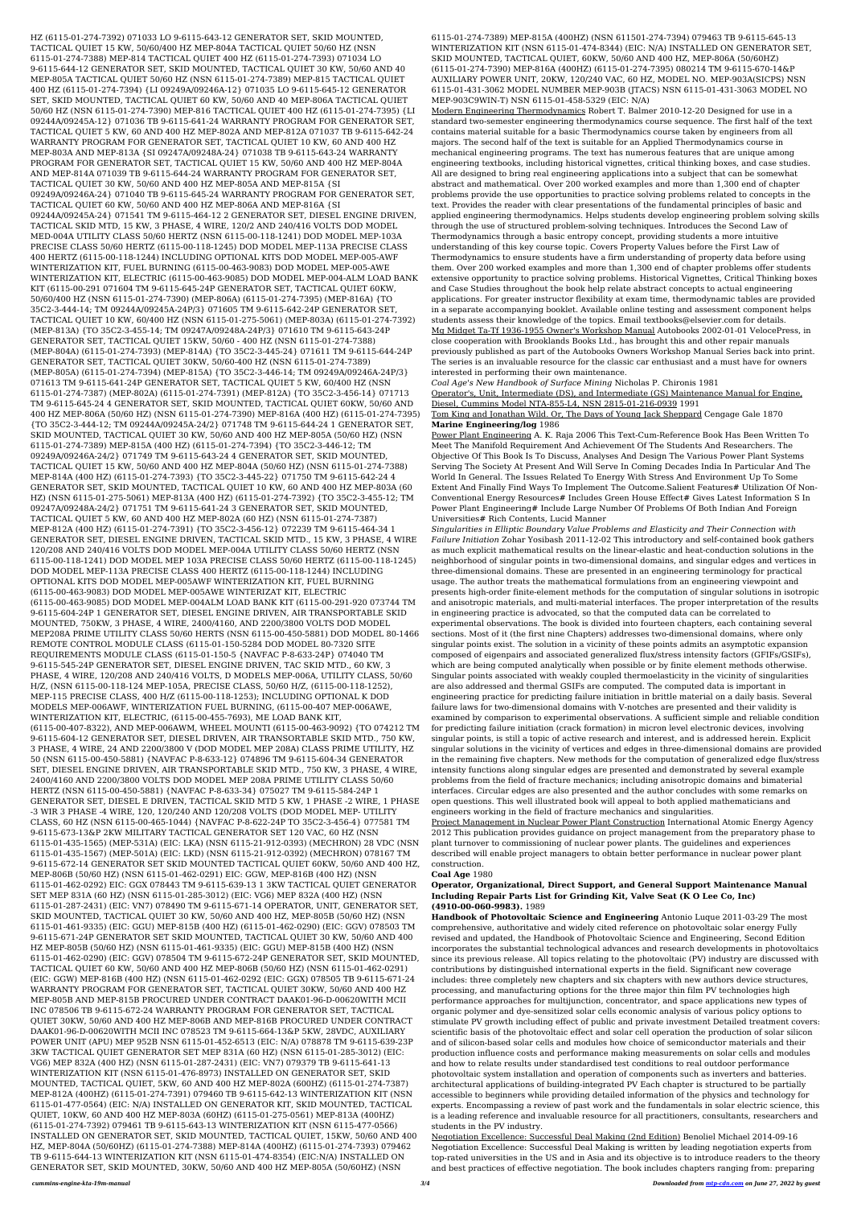HZ (6115-01-274-7392) 071033 LO 9-6115-643-12 GENERATOR SET, SKID MOUNTED, TACTICAL QUIET 15 KW, 50/60/400 HZ MEP-804A TACTICAL QUIET 50/60 HZ (NSN 6115-01-274-7388) MEP-814 TACTICAL QUIET 400 HZ (6115-01-274-7393) 071034 LO 9-6115-644-12 GENERATOR SET, SKID MOUNTED, TACTICAL QUIET 30 KW, 50/60 AND 40 MEP-805A TACTICAL QUIET 50/60 HZ (NSN 6115-01-274-7389) MEP-815 TACTICAL QUIET 400 HZ (6115-01-274-7394) {LI 09249A/09246A-12} 071035 LO 9-6115-645-12 GENERATOR SET, SKID MOUNTED, TACTICAL QUIET 60 KW, 50/60 AND 40 MEP-806A TACTICAL QUIET 50/60 HZ (NSN 6115-01-274-7390) MEP-816 TACTICAL QUIET 400 HZ (6115-01-274-7395) {LI 09244A/09245A-12} 071036 TB 9-6115-641-24 WARRANTY PROGRAM FOR GENERATOR SET, TACTICAL QUIET 5 KW, 60 AND 400 HZ MEP-802A AND MEP-812A 071037 TB 9-6115-642-24 WARRANTY PROGRAM FOR GENERATOR SET, TACTICAL QUIET 10 KW, 60 AND 400 HZ MEP-803A AND MEP-813A {SI 09247A/09248A-24} 071038 TB 9-6115-643-24 WARRANTY PROGRAM FOR GENERATOR SET, TACTICAL QUIET 15 KW, 50/60 AND 400 HZ MEP-804A AND MEP-814A 071039 TB 9-6115-644-24 WARRANTY PROGRAM FOR GENERATOR SET, TACTICAL QUIET 30 KW, 50/60 AND 400 HZ MEP-805A AND MEP-815A {SI 09249A/09246A-24} 071040 TB 9-6115-645-24 WARRANTY PROGRAM FOR GENERATOR SET, TACTICAL QUIET 60 KW, 50/60 AND 400 HZ MEP-806A AND MEP-816A {SI 09244A/09245A-24} 071541 TM 9-6115-464-12 2 GENERATOR SET, DIESEL ENGINE DRIVEN, TACTICAL SKID MTD, 15 KW, 3 PHASE, 4 WIRE, 120/2 AND 240/416 VOLTS DOD MODEL MED-004A UTILITY CLASS 50/60 HERTZ (NSN 6115-00-118-1241) DOD MODEL MEP-103A PRECISE CLASS 50/60 HERTZ (6115-00-118-1245) DOD MODEL MEP-113A PRECISE CLASS 400 HERTZ (6115-00-118-1244) INCLUDING OPTIONAL KITS DOD MODEL MEP-005-AWF WINTERIZATION KIT, FUEL BURNING (6115-00-463-9083) DOD MODEL MEP-005-AWE WINTERIZATION KIT, ELECTRIC (6115-00-463-9085) DOD MODEL MEP-004-ALM LOAD BANK KIT (6115-00-291 071604 TM 9-6115-645-24P GENERATOR SET, TACTICAL QUIET 60KW, 50/60/400 HZ (NSN 6115-01-274-7390) (MEP-806A) (6115-01-274-7395) (MEP-816A) {TO 35C2-3-444-14; TM 09244A/09245A-24P/3} 071605 TM 9-6115-642-24P GENERATOR SET, TACTICAL QUIET 10 KW, 60/400 HZ (NSN 6115-01-275-5061) (MEP-803A) (6115-01-274-7392) (MEP-813A) {TO 35C2-3-455-14; TM 09247A/09248A-24P/3} 071610 TM 9-6115-643-24P GENERATOR SET, TACTICAL QUIET 15KW, 50/60 - 400 HZ (NSN 6115-01-274-7388) (MEP-804A) (6115-01-274-7393) (MEP-814A) {TO 35C2-3-445-24} 071611 TM 9-6115-644-24P GENERATOR SET, TACTICAL QUIET 30KW, 50/60-400 HZ (NSN 6115-01-274-7389) (MEP-805A) (6115-01-274-7394) (MEP-815A) {TO 35C2-3-446-14; TM 09249A/09246A-24P/3} 071613 TM 9-6115-641-24P GENERATOR SET, TACTICAL QUIET 5 KW, 60/400 HZ (NSN 6115-01-274-7387) (MEP-802A) (6115-01-274-7391) (MEP-812A) {TO 35C2-3-456-14} 071713 TM 9-6115-645-24 4 GENERATOR SET, SKID MOUNTED, TACTICAL QUIET 60KW, 50/60 AND 400 HZ MEP-806A (50/60 HZ) (NSN 6115-01-274-7390) MEP-816A (400 HZ) (6115-01-274-7395) {TO 35C2-3-444-12; TM 09244A/09245A-24/2} 071748 TM 9-6115-644-24 1 GENERATOR SET, SKID MOUNTED, TACTICAL QUIET 30 KW, 50/60 AND 400 HZ MEP-805A (50/60 HZ) (NSN 6115-01-274-7389) MEP-815A (400 HZ) (6115-01-274-7394) {TO 35C2-3-446-12; TM 09249A/09246A-24/2} 071749 TM 9-6115-643-24 4 GENERATOR SET, SKID MOUNTED, TACTICAL QUIET 15 KW, 50/60 AND 400 HZ MEP-804A (50/60 HZ) (NSN 6115-01-274-7388) MEP-814A (400 HZ) (6115-01-274-7393) {TO 35C2-3-445-22} 071750 TM 9-6115-642-24 4 GENERATOR SET, SKID MOUNTED, TACTICAL QUIET 10 KW, 60 AND 400 HZ MEP-803A (60 HZ) (NSN 6115-01-275-5061) MEP-813A (400 HZ) (6115-01-274-7392) {TO 35C2-3-455-12; TM 09247A/09248A-24/2} 071751 TM 9-6115-641-24 3 GENERATOR SET, SKID MOUNTED, TACTICAL QUIET 5 KW, 60 AND 400 HZ MEP-802A (60 HZ) (NSN 6115-01-274-7387) MEP-812A (400 HZ) (6115-01-274-7391) {TO 35C2-3-456-12} 072239 TM 9-6115-464-34 1 GENERATOR SET, DIESEL ENGINE DRIVEN, TACTICAL SKID MTD., 15 KW, 3 PHASE, 4 WIRE 120/208 AND 240/416 VOLTS DOD MODEL MEP-004A UTILITY CLASS 50/60 HERTZ (NSN 6115-00-118-1241) DOD MODEL MEP 103A PRECISE CLASS 50/60 HERTZ (6115-00-118-1245) DOD MODEL MEP-113A PRECISE CLASS 400 HERTZ (6115-00-118-1244) INCLUDING OPTIONAL KITS DOD MODEL MEP-005AWF WINTERIZATION KIT, FUEL BURNING (6115-00-463-9083) DOD MODEL MEP-005AWE WINTERIZAT KIT, ELECTRIC (6115-00-463-9085) DOD MODEL MEP-004ALM LOAD BANK KIT (6115-00-291-920 073744 TM 9-6115-604-24P 1 GENERATOR SET, DIESEL ENGINE DRIVEN, AIR TRANSPORTABLE SKID MOUNTED, 750KW, 3 PHASE, 4 WIRE, 2400/4160, AND 2200/3800 VOLTS DOD MODEL MEP208A PRIME UTILITY CLASS 50/60 HERTS (NSN 6115-00-450-5881) DOD MODEL 80-1466 REMOTE CONTROL MODULE CLASS (6115-01-150-5284 DOD MODEL 80-7320 SITE REQUIREMENTS MODULE CLASS (6115-01-150-5 {NAVFAC P-8-633-24P} 074040 TM 9-6115-545-24P GENERATOR SET, DIESEL ENGINE DRIVEN, TAC SKID MTD., 60 KW, 3 PHASE, 4 WIRE, 120/208 AND 240/416 VOLTS, D MODELS MEP-006A, UTILITY CLASS, 50/60 H/Z, (NSN 6115-00-118-124 MEP-105A, PRECISE CLASS, 50/60 H/Z, (6115-00-118-1252), MEP-115 PRECISE CLASS, 400 H/Z (6115-00-118-1253); INCLUDING OPTIONAL K DOD MODELS MEP-006AWF, WINTERIZATION FUEL BURNING, (6115-00-407 MEP-006AWE, WINTERIZATION KIT, ELECTRIC, (6115-00-455-7693), ME LOAD BANK KIT, (6115-00-407-8322), AND MEP-006AWM, WHEEL MOUNTI (6115-00-463-9092) {TO 074212 TM 9-6115-604-12 GENERATOR SET, DIESEL DRIVEN, AIR TRANSPORTABLE SKID MTD., 750 KW, 3 PHASE, 4 WIRE, 24 AND 2200/3800 V (DOD MODEL MEP 208A) CLASS PRIME UTILITY, HZ 50 (NSN 6115-00-450-5881) {NAVFAC P-8-633-12} 074896 TM 9-6115-604-34 GENERATOR SET, DIESEL ENGINE DRIVEN, AIR TRANSPORTABLE SKID MTD., 750 KW, 3 PHASE, 4 WIRE, 2400/4160 AND 2200/3800 VOLTS DOD MODEL MEP 208A PRIME UTILITY CLASS 50/60 HERTZ (NSN 6115-00-450-5881) {NAVFAC P-8-633-34} 075027 TM 9-6115-584-24P 1 GENERATOR SET, DIESEL E DRIVEN, TACTICAL SKID MTD 5 KW, 1 PHASE -2 WIRE, 1 PHASE -3 WIR 3 PHASE -4 WIRE, 120, 120/240 AND 120/208 VOLTS (DOD MODEL MEP- UTILITY CLASS, 60 HZ (NSN 6115-00-465-1044) {NAVFAC P-8-622-24P TO 35C2-3-456-4} 077581 TM 9-6115-673-13&P 2KW MILITARY TACTICAL GENERATOR SET 120 VAC, 60 HZ (NSN 6115-01-435-1565) (MEP-531A) (EIC: LKA) (NSN 6115-21-912-0393) (MECHRON) 28 VDC (NSN 6115-01-435-1567) (MEP-501A) (EIC: LKD) (NSN 6115-21-912-0392) (MECHRON) 078167 TM 9-6115-672-14 GENERATOR SET SKID MOUNTED TACTICAL QUIET 60KW, 50/60 AND 400 HZ, MEP-806B (50/60 HZ) (NSN 6115-01-462-0291) EIC: GGW, MEP-816B (400 HZ) (NSN 6115-01-462-0292) EIC: GGX 078443 TM 9-6115-639-13 1 3KW TACTICAL QUIET GENERATOR SET MEP 831A (60 HZ) (NSN 6115-01-285-3012) (EIC: VG6) MEP 832A (400 HZ) (NSN 6115-01-287-2431) (EIC: VN7) 078490 TM 9-6115-671-14 OPERATOR, UNIT, GENERATOR SET, SKID MOUNTED, TACTICAL QUIET 30 KW, 50/60 AND 400 HZ, MEP-805B (50/60 HZ) (NSN 6115-01-461-9335) (EIC: GGU) MEP-815B (400 HZ) (6115-01-462-0290) (EIC: GGV) 078503 TM 9-6115-671-24P GENERATOR SET SKID MOUNTED, TACTICAL QUIET 30 KW, 50/60 AND 400 HZ MEP-805B (50/60 HZ) (NSN 6115-01-461-9335) (EIC: GGU) MEP-815B (400 HZ) (NSN 6115-01-462-0290) (EIC: GGV) 078504 TM 9-6115-672-24P GENERATOR SET, SKID MOUNTED, TACTICAL QUIET 60 KW, 50/60 AND 400 HZ MEP-806B (50/60 HZ) (NSN 6115-01-462-0291) (EIC: GGW) MEP-816B (400 HZ) (NSN 6115-01-462-0292) (EIC: GGX) 078505 TB 9-6115-671-24 WARRANTY PROGRAM FOR GENERATOR SET, TACTICAL QUIET 30KW, 50/60 AND 400 HZ MEP-805B AND MEP-815B PROCURED UNDER CONTRACT DAAK01-96-D-00620WITH MCII INC 078506 TB 9-6115-672-24 WARRANTY PROGRAM FOR GENERATOR SET, TACTICAL QUIET 30KW, 50/60 AND 400 HZ MEP-806B AND MEP-816B PROCURED UNDER CONTRACT DAAK01-96-D-00620WITH MCII INC 078523 TM 9-6115-664-13&P 5KW, 28VDC, AUXILIARY POWER UNIT (APU) MEP 952B NSN 6115-01-452-6513 (EIC: N/A) 078878 TM 9-6115-639-23P 3KW TACTICAL QUIET GENERATOR SET MEP 831A (60 HZ) (NSN 6115-01-285-3012) (EIC: VG6) MEP 832A (400 HZ) (NSN 6115-01-287-2431) (EIC: VN7) 079379 TB 9-6115-641-13 WINTERIZATION KIT (NSN 6115-01-476-8973) INSTALLED ON GENERATOR SET, SKID MOUNTED, TACTICAL QUIET, 5KW, 60 AND 400 HZ MEP-802A (600HZ) (6115-01-274-7387) MEP-812A (400HZ) (6115-01-274-7391) 079460 TB 9-6115-642-13 WINTERIZATION KIT (NSN 6115-01-477-0564) (EIC: N/A) INSTALLED ON GENERATOR KIT, SKID MOUNTED, TACTICAL QUIET, 10KW, 60 AND 400 HZ MEP-803A (60HZ) (6115-01-275-0561) MEP-813A (400HZ) (6115-01-274-7392) 079461 TB 9-6115-643-13 WINTERIZATION KIT (NSN 6115-477-0566) INSTALLED ON GENERATOR SET, SKID MOUNTED, TACTICAL QUIET, 15KW, 50/60 AND 400 HZ, MEP-804A (50/60HZ) (6115-01-274-7388) MEP-814A (400HZ) (6115-01-274-7393) 079462 TB 9-6115-644-13 WINTERIZATION KIT (NSN 6115-01-474-8354) (EIC:N/A) INSTALLED ON GENERATOR SET, SKID MOUNTED, 30KW, 50/60 AND 400 HZ MEP-805A (50/60HZ) (NSN 6115-01-274-7389) MEP-815A (400HZ) (NSN 611501-274-7394) 079463 TB 9-6115-645-13 WINTERIZATION KIT (NSN 6115-01-474-8344) (EIC: N/A) INSTALLED ON GENERATOR SET, SKID MOUNTED, TACTICAL QUIET, 60KW, 50/60 AND 400 HZ, MEP-806A (50/60HZ) (6115-01-274-7390) MEP-816A (400HZ) (6115-01-274-7395) 080214 TM 9-6115-670-14&P AUXILIARY POWER UNIT, 20KW, 120/240 VAC, 60 HZ, MODEL NO. MEP-903A(SICPS) NSN 6115-01-431-3062 MODEL NUMBER MEP-903B (JTACS) NSN 6115-01-431-3063 MODEL NO MEP-903C(WIN-T) NSN 6115-01-458-5329 (EIC: N/A)

Modern Engineering Thermodynamics Robert T. Balmer 2010-12-20 Designed for use in a standard two-semester engineering thermodynamics course sequence. The first half of the text contains material suitable for a basic Thermodynamics course taken by engineers from all majors. The second half of the text is suitable for an Applied Thermodynamics course in mechanical engineering programs. The text has numerous features that are unique among engineering textbooks, including historical vignettes, critical thinking boxes, and case studies. All are designed to bring real engineering applications into a subject that can be somewhat abstract and mathematical. Over 200 worked examples and more than 1,300 end of chapter problems provide the use opportunities to practice solving problems related to concepts in the text. Provides the reader with clear presentations of the fundamental principles of basic and applied engineering thermodynamics. Helps students develop engineering problem solving skills through the use of structured problem-solving techniques. Introduces the Second Law of Thermodynamics through a basic entropy concept, providing students a more intuitive understanding of this key course topic. Covers Property Values before the First Law of Thermodynamics to ensure students have a firm understanding of property data before using them. Over 200 worked examples and more than 1,300 end of chapter problems offer students extensive opportunity to practice solving problems. Historical Vignettes, Critical Thinking boxes and Case Studies throughout the book help relate abstract concepts to actual engineering applications. For greater instructor flexibility at exam time, thermodynamic tables are provided in a separate accompanying booklet. Available online testing and assessment component helps students assess their knowledge of the topics. Email textbooks@elsevier.com for details.

Mg Midget Ta-Tf 1936-1955 Owner's Workshop Manual Autobooks 2002-01-01 VelocePress, in close cooperation with Brooklands Books Ltd., has brought this and other repair manuals previously published as part of the Autobooks Owners Workshop Manual Series back into print. The series is an invaluable resource for the classic car enthusiast and a must have for owners interested in performing their own maintenance.

*Coal Age's New Handbook of Surface Mining* Nicholas P. Chironis 1981

Operator's, Unit, Intermediate (DS), and Intermediate (GS) Maintenance Manual for Engine, Diesel, Cummins Model NTA-855-L4, NSN 2815-01-216-0939 1991

Tom King and Jonathan Wild. Or, The Days of Young Jack Sheppard Cengage Gale 1870

**Marine Engineering/log** 1986

Power Plant Engineering A. K. Raja 2006 This Text-Cum-Reference Book Has Been Written To Meet The Manifold Requirement And Achievement Of The Students And Researchers. The Objective Of This Book Is To Discuss, Analyses And Design The Various Power Plant Systems Serving The Society At Present And Will Serve In Coming Decades India In Particular And The World In General. The Issues Related To Energy With Stress And Environment Up To Some Extent And Finally Find Ways To Implement The Outcome.Salient Features# Utilization Of Non-Conventional Energy Resources# Includes Green House Effect# Gives Latest Information S In Power Plant Engineering# Include Large Number Of Problems Of Both Indian And Foreign Universities# Rich Contents, Lucid Manner

*Singularities in Elliptic Boundary Value Problems and Elasticity and Their Connection with Failure Initiation* Zohar Yosibash 2011-12-02 This introductory and self-contained book gathers as much explicit mathematical results on the linear-elastic and heat-conduction solutions in the neighborhood of singular points in two-dimensional domains, and singular edges and vertices in three-dimensional domains. These are presented in an engineering terminology for practical usage. The author treats the mathematical formulations from an engineering viewpoint and presents high-order finite-element methods for the computation of singular solutions in isotropic and anisotropic materials, and multi-material interfaces. The proper interpretation of the results in engineering practice is advocated, so that the computed data can be correlated to experimental observations. The book is divided into fourteen chapters, each containing several sections. Most of it (the first nine Chapters) addresses two-dimensional domains, where only singular points exist. The solution in a vicinity of these points admits an asymptotic expansion composed of eigenpairs and associated generalized flux/stress intensity factors (GFIFs/GSIFs), which are being computed analytically when possible or by finite element methods otherwise. Singular points associated with weakly coupled thermoelasticity in the vicinity of singularities are also addressed and thermal GSIFs are computed. The computed data is important in engineering practice for predicting failure initiation in brittle material on a daily basis. Several failure laws for two-dimensional domains with V-notches are presented and their validity is examined by comparison to experimental observations. A sufficient simple and reliable condition for predicting failure initiation (crack formation) in micron level electronic devices, involving singular points, is still a topic of active research and interest, and is addressed herein. Explicit singular solutions in the vicinity of vertices and edges in three-dimensional domains are provided in the remaining five chapters. New methods for the computation of generalized edge flux/stress intensity functions along singular edges are presented and demonstrated by several example problems from the field of fracture mechanics; including anisotropic domains and bimaterial interfaces. Circular edges are also presented and the author concludes with some remarks on open questions. This well illustrated book will appeal to both applied mathematicians and engineers working in the field of fracture mechanics and singularities.

Project Management in Nuclear Power Plant Construction International Atomic Energy Agency 2012 This publication provides guidance on project management from the preparatory phase to plant turnover to commissioning of nuclear power plants. The guidelines and experiences described will enable project managers to obtain better performance in nuclear power plant construction.

**Coal Age** 1980

**Operator, Organizational, Direct Support, and General Support Maintenance Manual Including Repair Parts List for Grinding Kit, Valve Seat (K O Lee Co, Inc) (4910-00-060-9983).** 1989

**Handbook of Photovoltaic Science and Engineering** Antonio Luque 2011-03-29 The most comprehensive, authoritative and widely cited reference on photovoltaic solar energy Fully revised and updated, the Handbook of Photovoltaic Science and Engineering, Second Edition incorporates the substantial technological advances and research developments in photovoltaics since its previous release. All topics relating to the photovoltaic (PV) industry are discussed with contributions by distinguished international experts in the field. Significant new coverage includes: three completely new chapters and six chapters with new authors device structures, processing, and manufacturing options for the three major thin film PV technologies high performance approaches for multijunction, concentrator, and space applications new types of organic polymer and dye-sensitized solar cells economic analysis of various policy options to stimulate PV growth including effect of public and private investment Detailed treatment covers: scientific basis of the photovoltaic effect and solar cell operation the production of solar silicon and of silicon-based solar cells and modules how choice of semiconductor materials and their production influence costs and performance making measurements on solar cells and modules and how to relate results under standardised test conditions to real outdoor performance photovoltaic system installation and operation of components such as inverters and batteries. architectural applications of building-integrated PV Each chapter is structured to be partially accessible to beginners while providing detailed information of the physics and technology for experts. Encompassing a review of past work and the fundamentals in solar electric science, this is a leading reference and invaluable resource for all practitioners, consultants, researchers and students in the PV industry.

Negotiation Excellence: Successful Deal Making (2nd Edition) Benoliel Michael 2014-09-16 Negotiation Excellence: Successful Deal Making is written by leading negotiation experts from top-rated universities in the US and in Asia and its objective is to introduce readers to the theory and best practices of effective negotiation. The book includes chapters ranging from: preparing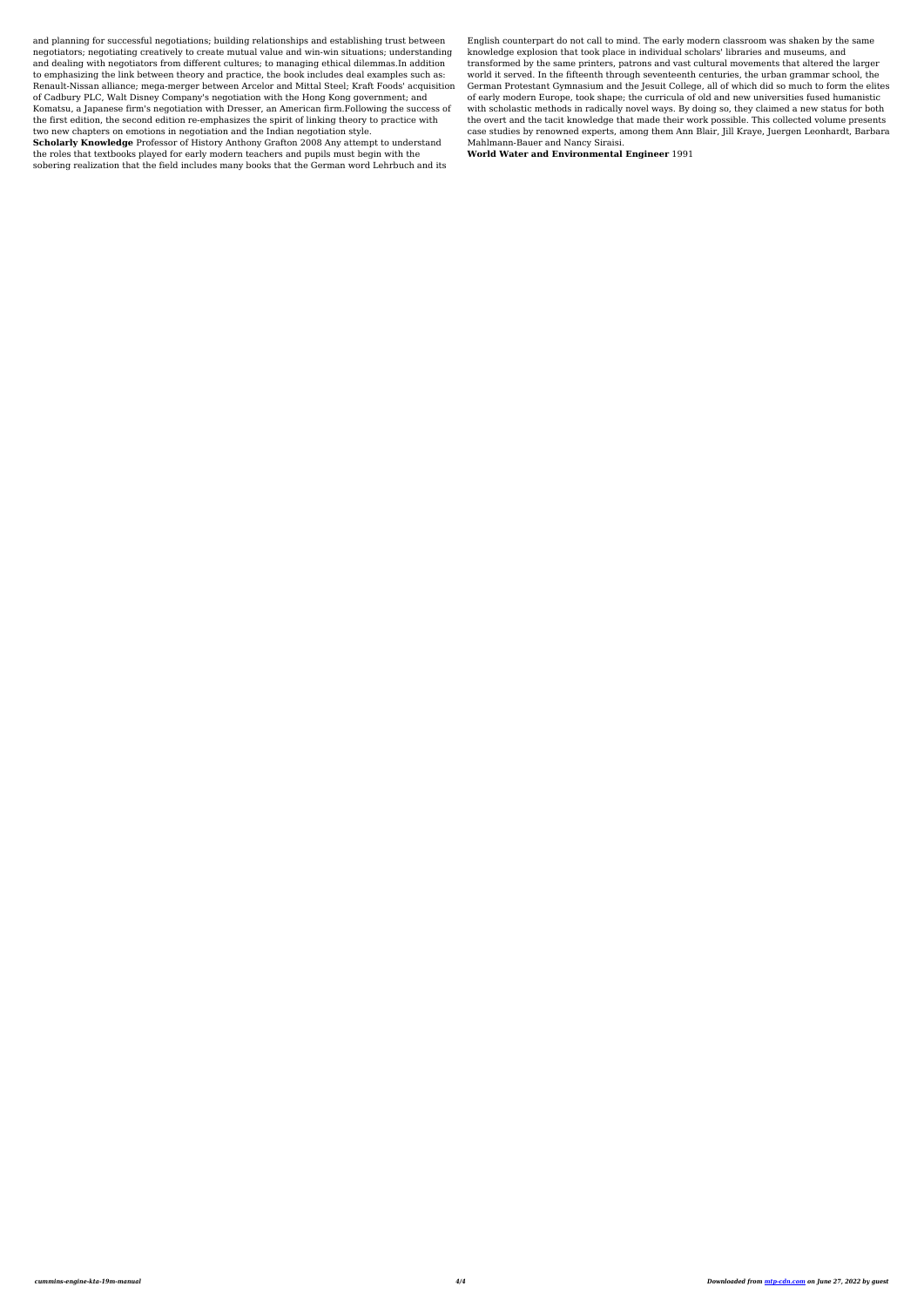and planning for successful negotiations; building relationships and establishing trust between negotiators; negotiating creatively to create mutual value and win-win situations; understanding and dealing with negotiators from different cultures; to managing ethical dilemmas.In addition to emphasizing the link between theory and practice, the book includes deal examples such as: Renault-Nissan alliance; mega-merger between Arcelor and Mittal Steel; Kraft Foods' acquisition of Cadbury PLC, Walt Disney Company's negotiation with the Hong Kong government; and Komatsu, a Japanese firm's negotiation with Dresser, an American firm.Following the success of the first edition, the second edition re-emphasizes the spirit of linking theory to practice with two new chapters on emotions in negotiation and the Indian negotiation style.

**Scholarly Knowledge** Professor of History Anthony Grafton 2008 Any attempt to understand the roles that textbooks played for early modern teachers and pupils must begin with the sobering realization that the field includes many books that the German word Lehrbuch and its English counterpart do not call to mind. The early modern classroom was shaken by the same knowledge explosion that took place in individual scholars' libraries and museums, and transformed by the same printers, patrons and vast cultural movements that altered the larger world it served. In the fifteenth through seventeenth centuries, the urban grammar school, the German Protestant Gymnasium and the Jesuit College, all of which did so much to form the elites of early modern Europe, took shape; the curricula of old and new universities fused humanistic with scholastic methods in radically novel ways. By doing so, they claimed a new status for both the overt and the tacit knowledge that made their work possible. This collected volume presents case studies by renowned experts, among them Ann Blair, Jill Kraye, Juergen Leonhardt, Barbara Mahlmann-Bauer and Nancy Siraisi.

**World Water and Environmental Engineer** 1991